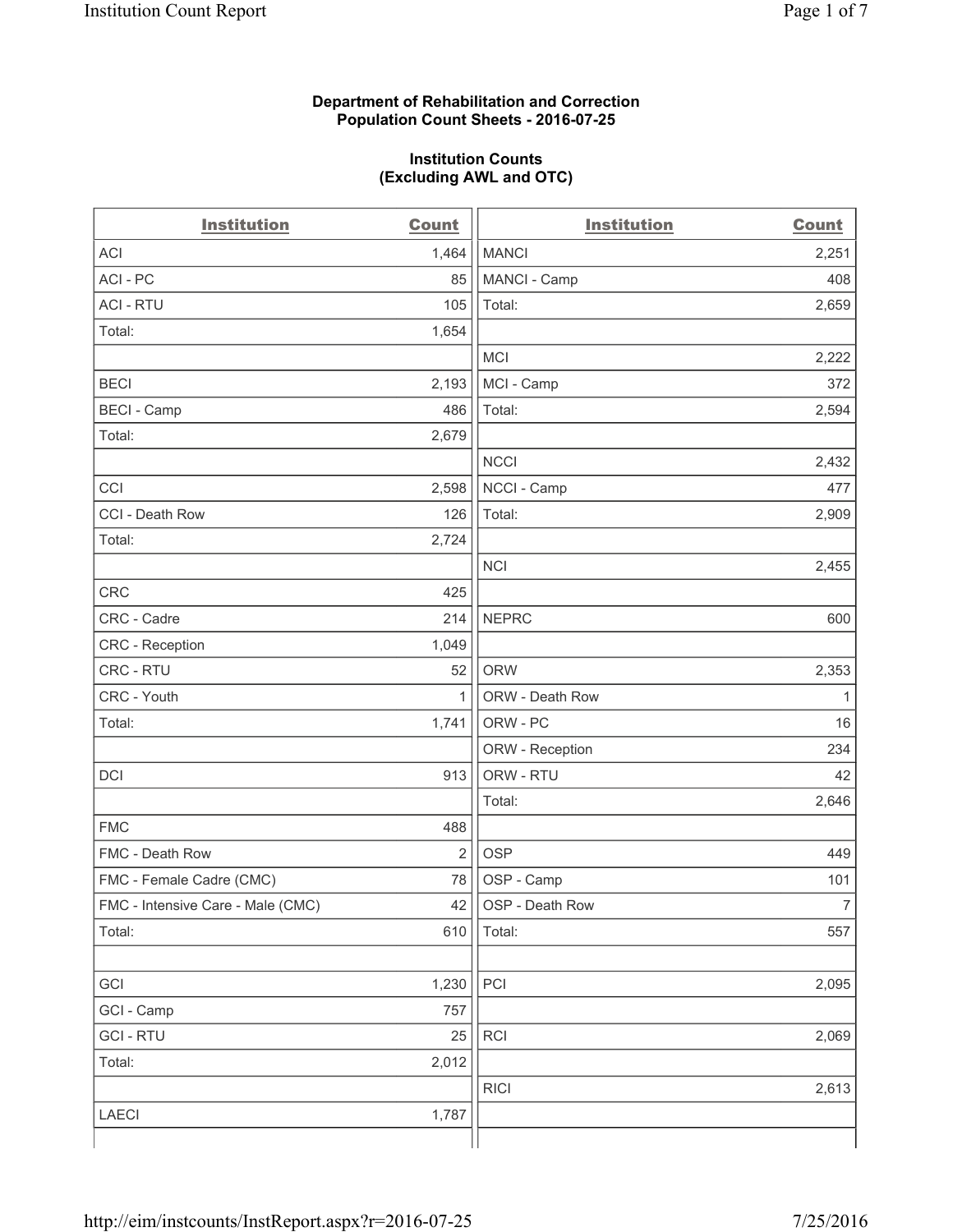**Department of Rehabilitation and Correction**
**Population Count Sheets - 2016-07-25**

**Institution Counts**
**(Excluding AWL and OTC)**

| Institution | Count | Institution | Count |
|---|---|---|---|
| ACI | 1,464 | MANCI | 2,251 |
| ACI - PC | 85 | MANCI - Camp | 408 |
| ACI - RTU | 105 | Total: | 2,659 |
| Total: | 1,654 | | |
| | | MCI | 2,222 |
| BECI | 2,193 | MCI - Camp | 372 |
| BECI - Camp | 486 | Total: | 2,594 |
| Total: | 2,679 | | |
| | | NCCI | 2,432 |
| CCI | 2,598 | NCCI - Camp | 477 |
| CCI - Death Row | 126 | Total: | 2,909 |
| Total: | 2,724 | | |
| | | NCI | 2,455 |
| CRC | 425 | | |
| CRC - Cadre | 214 | NEPRC | 600 |
| CRC - Reception | 1,049 | | |
| CRC - RTU | 52 | ORW | 2,353 |
| CRC - Youth | 1 | ORW - Death Row | 1 |
| Total: | 1,741 | ORW - PC | 16 |
| | | ORW - Reception | 234 |
| DCI | 913 | ORW - RTU | 42 |
| | | Total: | 2,646 |
| FMC | 488 | | |
| FMC - Death Row | 2 | OSP | 449 |
| FMC - Female Cadre (CMC) | 78 | OSP - Camp | 101 |
| FMC - Intensive Care - Male (CMC) | 42 | OSP - Death Row | 7 |
| Total: | 610 | Total: | 557 |
| | | | |
| GCI | 1,230 | PCI | 2,095 |
| GCI - Camp | 757 | | |
| GCI - RTU | 25 | RCI | 2,069 |
| Total: | 2,012 | | |
| | | RICI | 2,613 |
| LAECI | 1,787 | | |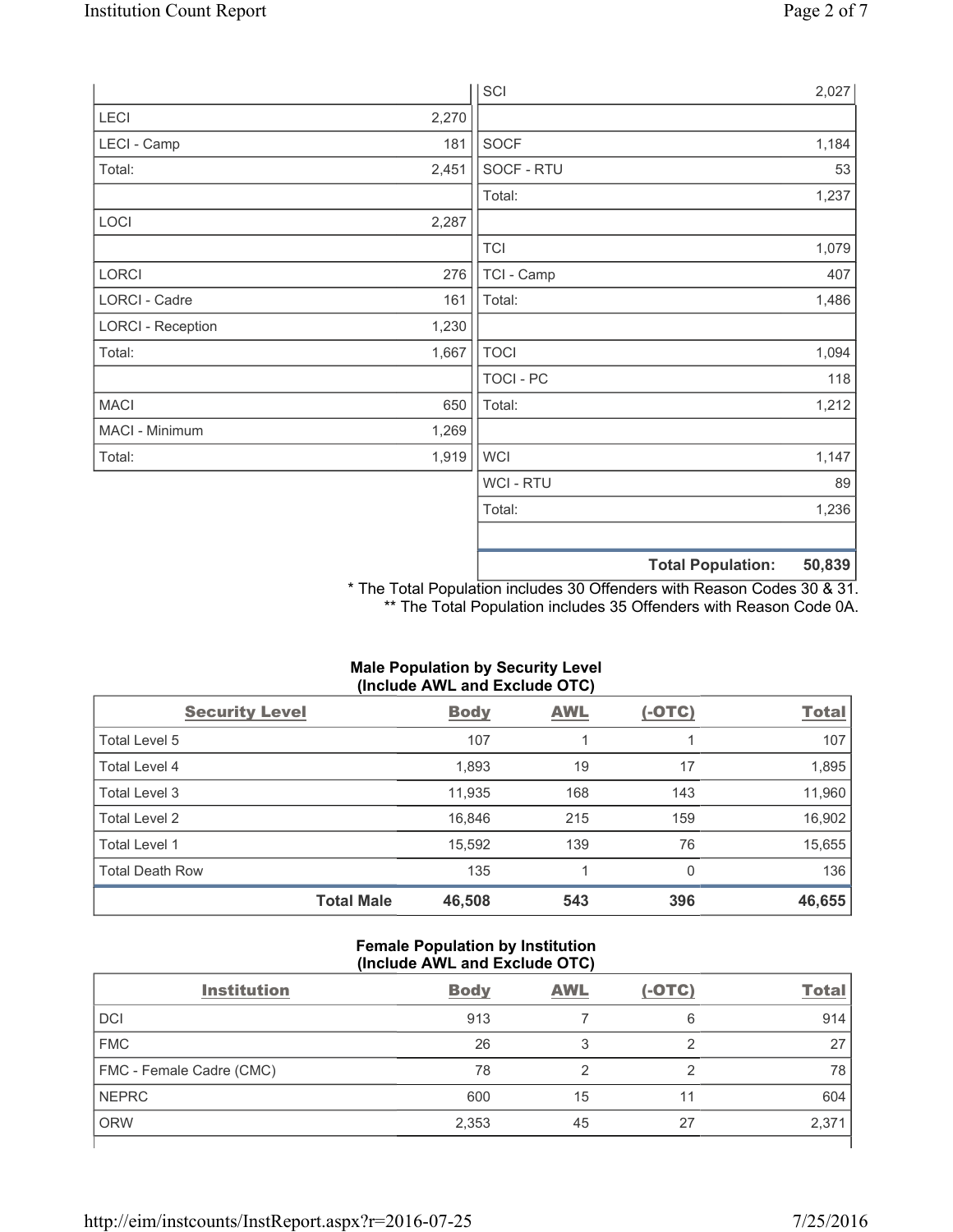| | |
|---|---|
| LECI | 2,270 |
| LECI - Camp | 181 |
| Total: | 2,451 |
| | |
| LOCI | 2,287 |
| | |
| LORCI | 276 |
| LORCI - Cadre | 161 |
| LORCI - Reception | 1,230 |
| Total: | 1,667 |
| | |
| MACI | 650 |
| MACI - Minimum | 1,269 |
| Total: | 1,919 |

| | |
|---|---|
| SCI | 2,027 |
| | |
| SOCF | 1,184 |
| SOCF - RTU | 53 |
| Total: | 1,237 |
| | |
| TCI | 1,079 |
| TCI - Camp | 407 |
| Total: | 1,486 |
| | |
| TOCI | 1,094 |
| TOCI - PC | 118 |
| Total: | 1,212 |
| | |
| WCI | 1,147 |
| WCI - RTU | 89 |
| Total: | 1,236 |
| | |
| **Total Population:** | **50,839** |

\* The Total Population includes 30 Offenders with Reason Codes 30 & 31.
\** The Total Population includes 35 Offenders with Reason Code 0A.

**Male Population by Security Level (Include AWL and Exclude OTC)**

| Security Level | Body | AWL | (-OTC) | Total |
|---|---|---|---|---|
| Total Level 5 | 107 | 1 | 1 | 107 |
| Total Level 4 | 1,893 | 19 | 17 | 1,895 |
| Total Level 3 | 11,935 | 168 | 143 | 11,960 |
| Total Level 2 | 16,846 | 215 | 159 | 16,902 |
| Total Level 1 | 15,592 | 139 | 76 | 15,655 |
| Total Death Row | 135 | 1 | 0 | 136 |
| **Total Male** | **46,508** | **543** | **396** | **46,655** |

**Female Population by Institution (Include AWL and Exclude OTC)**

| Institution | Body | AWL | (-OTC) | Total |
|---|---|---|---|---|
| DCI | 913 | 7 | 6 | 914 |
| FMC | 26 | 3 | 2 | 27 |
| FMC - Female Cadre (CMC) | 78 | 2 | 2 | 78 |
| NEPRC | 600 | 15 | 11 | 604 |
| ORW | 2,353 | 45 | 27 | 2,371 |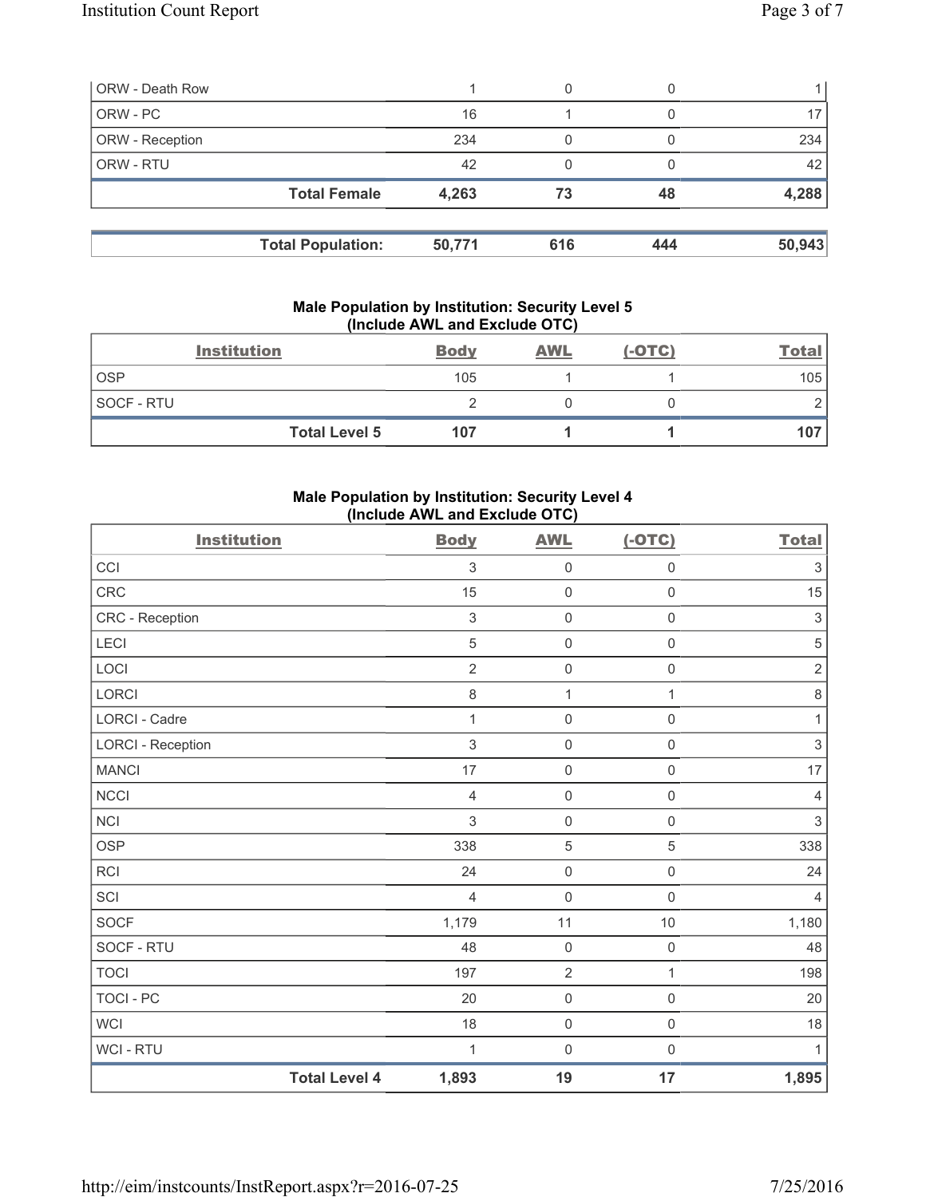| | | | | |
|---|---|---|---|---|
| ORW - Death Row | 1 | 0 | 0 | 1 |
| ORW - PC | 16 | 1 | 0 | 17 |
| ORW - Reception | 234 | 0 | 0 | 234 |
| ORW - RTU | 42 | 0 | 0 | 42 |
| **Total Female** | **4,263** | **73** | **48** | **4,288** |

| | | | | |
|---|---|---|---|---|
| **Total Population:** | **50,771** | **616** | **444** | **50,943** |

**Male Population by Institution: Security Level 5 (Include AWL and Exclude OTC)**

| Institution | Body | AWL | (-OTC) | Total |
|---|---|---|---|---|
| OSP | 105 | 1 | 1 | 105 |
| SOCF - RTU | 2 | 0 | 0 | 2 |
| **Total Level 5** | **107** | **1** | **1** | **107** |

**Male Population by Institution: Security Level 4 (Include AWL and Exclude OTC)**

| Institution | Body | AWL | (-OTC) | Total |
|---|---|---|---|---|
| CCI | 3 | 0 | 0 | 3 |
| CRC | 15 | 0 | 0 | 15 |
| CRC - Reception | 3 | 0 | 0 | 3 |
| LECI | 5 | 0 | 0 | 5 |
| LOCI | 2 | 0 | 0 | 2 |
| LORCI | 8 | 1 | 1 | 8 |
| LORCI - Cadre | 1 | 0 | 0 | 1 |
| LORCI - Reception | 3 | 0 | 0 | 3 |
| MANCI | 17 | 0 | 0 | 17 |
| NCCI | 4 | 0 | 0 | 4 |
| NCI | 3 | 0 | 0 | 3 |
| OSP | 338 | 5 | 5 | 338 |
| RCI | 24 | 0 | 0 | 24 |
| SCI | 4 | 0 | 0 | 4 |
| SOCF | 1,179 | 11 | 10 | 1,180 |
| SOCF - RTU | 48 | 0 | 0 | 48 |
| TOCI | 197 | 2 | 1 | 198 |
| TOCI - PC | 20 | 0 | 0 | 20 |
| WCI | 18 | 0 | 0 | 18 |
| WCI - RTU | 1 | 0 | 0 | 1 |
| **Total Level 4** | **1,893** | **19** | **17** | **1,895** |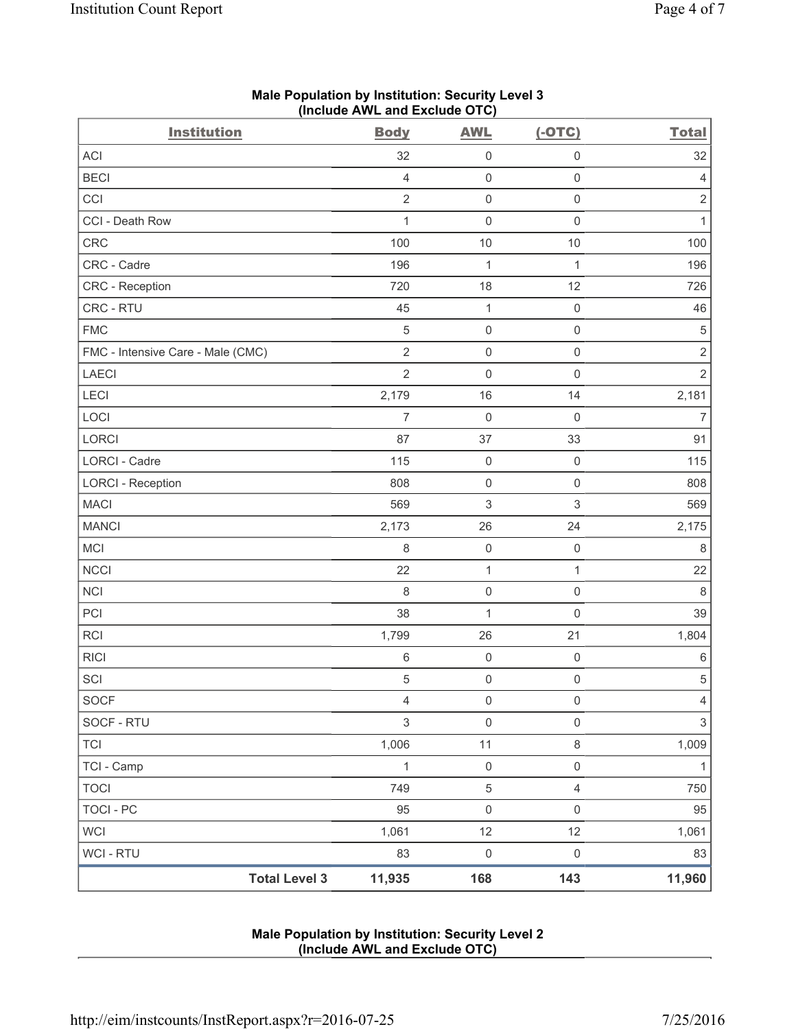**Male Population by Institution: Security Level 3**
**(Include AWL and Exclude OTC)**

| Institution | Body | AWL | (-OTC) | Total |
|---|---|---|---|---|
| ACI | 32 | 0 | 0 | 32 |
| BECI | 4 | 0 | 0 | 4 |
| CCI | 2 | 0 | 0 | 2 |
| CCI - Death Row | 1 | 0 | 0 | 1 |
| CRC | 100 | 10 | 10 | 100 |
| CRC - Cadre | 196 | 1 | 1 | 196 |
| CRC - Reception | 720 | 18 | 12 | 726 |
| CRC - RTU | 45 | 1 | 0 | 46 |
| FMC | 5 | 0 | 0 | 5 |
| FMC - Intensive Care - Male (CMC) | 2 | 0 | 0 | 2 |
| LAECI | 2 | 0 | 0 | 2 |
| LECI | 2,179 | 16 | 14 | 2,181 |
| LOCI | 7 | 0 | 0 | 7 |
| LORCI | 87 | 37 | 33 | 91 |
| LORCI - Cadre | 115 | 0 | 0 | 115 |
| LORCI - Reception | 808 | 0 | 0 | 808 |
| MACI | 569 | 3 | 3 | 569 |
| MANCI | 2,173 | 26 | 24 | 2,175 |
| MCI | 8 | 0 | 0 | 8 |
| NCCI | 22 | 1 | 1 | 22 |
| NCI | 8 | 0 | 0 | 8 |
| PCI | 38 | 1 | 0 | 39 |
| RCI | 1,799 | 26 | 21 | 1,804 |
| RICI | 6 | 0 | 0 | 6 |
| SCI | 5 | 0 | 0 | 5 |
| SOCF | 4 | 0 | 0 | 4 |
| SOCF - RTU | 3 | 0 | 0 | 3 |
| TCI | 1,006 | 11 | 8 | 1,009 |
| TCI - Camp | 1 | 0 | 0 | 1 |
| TOCI | 749 | 5 | 4 | 750 |
| TOCI - PC | 95 | 0 | 0 | 95 |
| WCI | 1,061 | 12 | 12 | 1,061 |
| WCI - RTU | 83 | 0 | 0 | 83 |
| **Total Level 3** | **11,935** | **168** | **143** | **11,960** |

**Male Population by Institution: Security Level 2**
**(Include AWL and Exclude OTC)**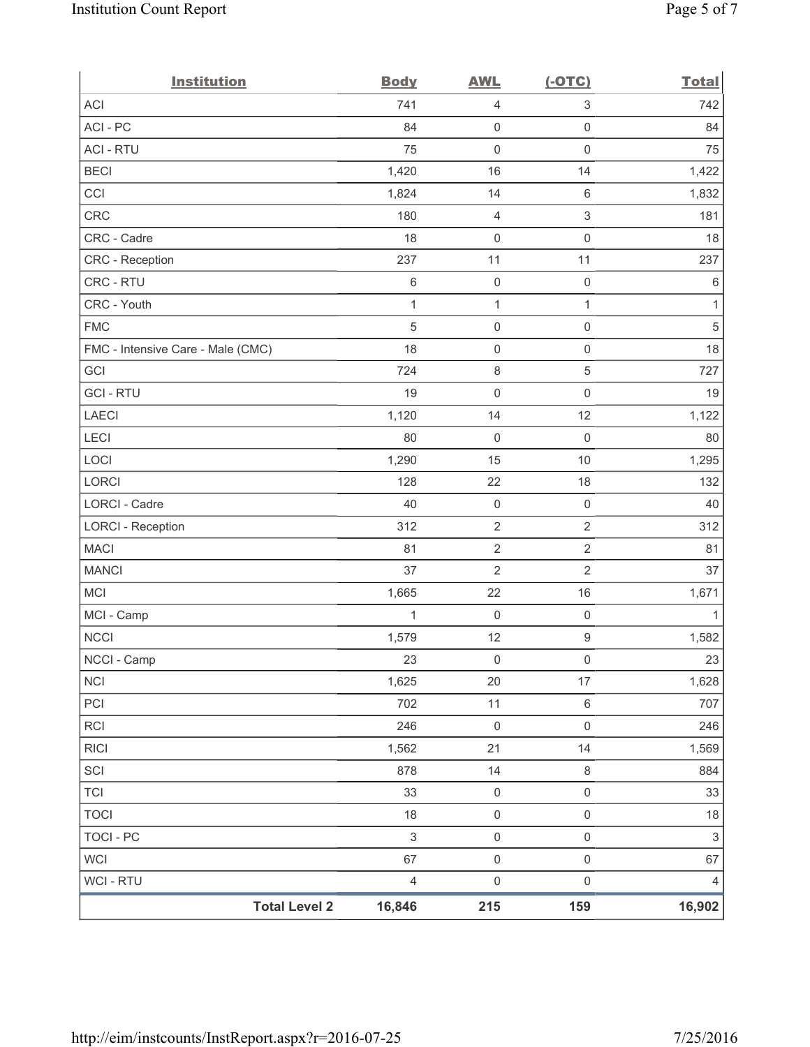| Institution | Body | AWL | (-OTC) | Total |
|---|---|---|---|---|
| ACI | 741 | 4 | 3 | 742 |
| ACI - PC | 84 | 0 | 0 | 84 |
| ACI - RTU | 75 | 0 | 0 | 75 |
| BECI | 1,420 | 16 | 14 | 1,422 |
| CCI | 1,824 | 14 | 6 | 1,832 |
| CRC | 180 | 4 | 3 | 181 |
| CRC - Cadre | 18 | 0 | 0 | 18 |
| CRC - Reception | 237 | 11 | 11 | 237 |
| CRC - RTU | 6 | 0 | 0 | 6 |
| CRC - Youth | 1 | 1 | 1 | 1 |
| FMC | 5 | 0 | 0 | 5 |
| FMC - Intensive Care - Male (CMC) | 18 | 0 | 0 | 18 |
| GCI | 724 | 8 | 5 | 727 |
| GCI - RTU | 19 | 0 | 0 | 19 |
| LAECI | 1,120 | 14 | 12 | 1,122 |
| LECI | 80 | 0 | 0 | 80 |
| LOCI | 1,290 | 15 | 10 | 1,295 |
| LORCI | 128 | 22 | 18 | 132 |
| LORCI - Cadre | 40 | 0 | 0 | 40 |
| LORCI - Reception | 312 | 2 | 2 | 312 |
| MACI | 81 | 2 | 2 | 81 |
| MANCI | 37 | 2 | 2 | 37 |
| MCI | 1,665 | 22 | 16 | 1,671 |
| MCI - Camp | 1 | 0 | 0 | 1 |
| NCCI | 1,579 | 12 | 9 | 1,582 |
| NCCI - Camp | 23 | 0 | 0 | 23 |
| NCI | 1,625 | 20 | 17 | 1,628 |
| PCI | 702 | 11 | 6 | 707 |
| RCI | 246 | 0 | 0 | 246 |
| RICI | 1,562 | 21 | 14 | 1,569 |
| SCI | 878 | 14 | 8 | 884 |
| TCI | 33 | 0 | 0 | 33 |
| TOCI | 18 | 0 | 0 | 18 |
| TOCI - PC | 3 | 0 | 0 | 3 |
| WCI | 67 | 0 | 0 | 67 |
| WCI - RTU | 4 | 0 | 0 | 4 |
| **Total Level 2** | **16,846** | **215** | **159** | **16,902** |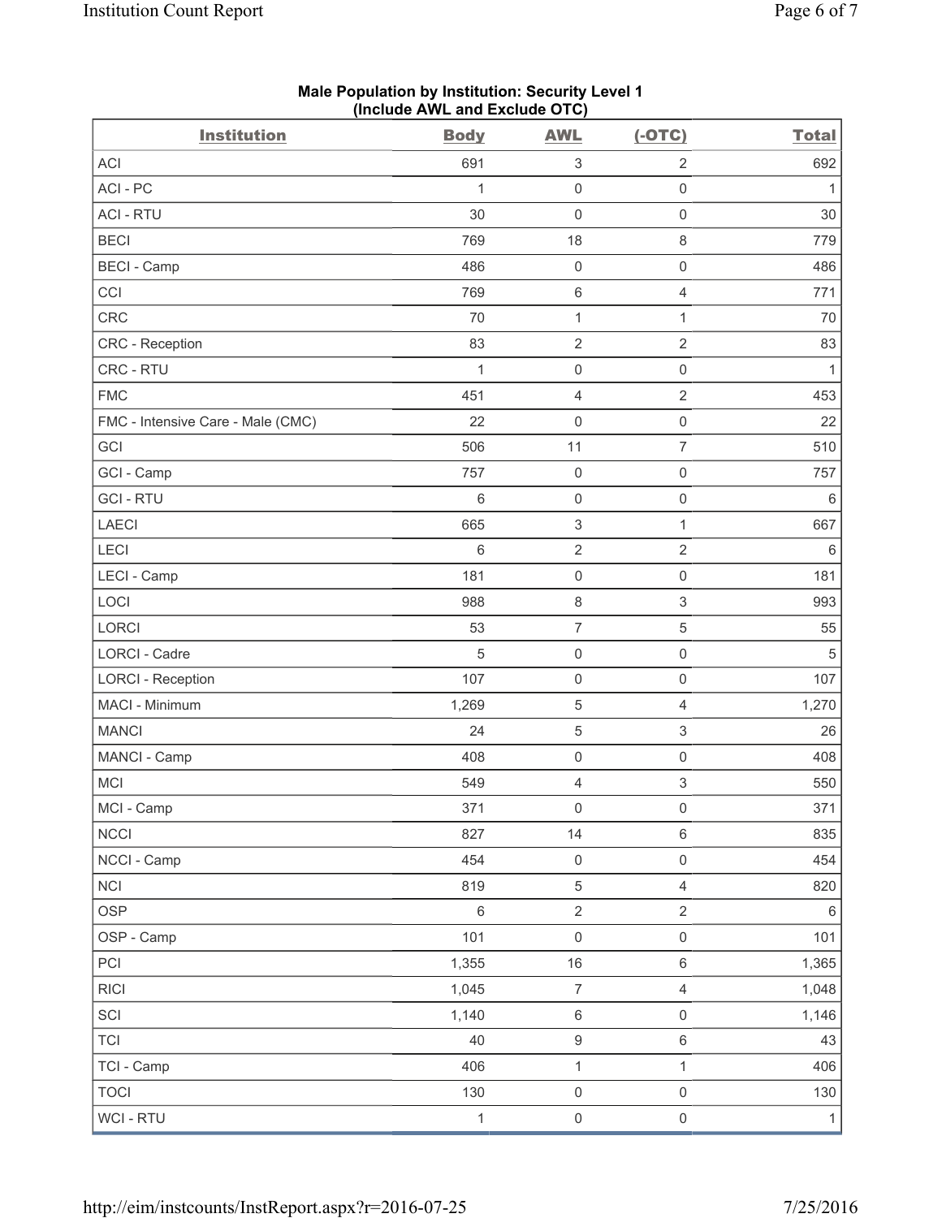## Male Population by Institution: Security Level 1 (Include AWL and Exclude OTC)

| Institution | Body | AWL | (-OTC) | Total |
|---|---|---|---|---|
| ACI | 691 | 3 | 2 | 692 |
| ACI - PC | 1 | 0 | 0 | 1 |
| ACI - RTU | 30 | 0 | 0 | 30 |
| BECI | 769 | 18 | 8 | 779 |
| BECI - Camp | 486 | 0 | 0 | 486 |
| CCI | 769 | 6 | 4 | 771 |
| CRC | 70 | 1 | 1 | 70 |
| CRC - Reception | 83 | 2 | 2 | 83 |
| CRC - RTU | 1 | 0 | 0 | 1 |
| FMC | 451 | 4 | 2 | 453 |
| FMC - Intensive Care - Male (CMC) | 22 | 0 | 0 | 22 |
| GCI | 506 | 11 | 7 | 510 |
| GCI - Camp | 757 | 0 | 0 | 757 |
| GCI - RTU | 6 | 0 | 0 | 6 |
| LAECI | 665 | 3 | 1 | 667 |
| LECI | 6 | 2 | 2 | 6 |
| LECI - Camp | 181 | 0 | 0 | 181 |
| LOCI | 988 | 8 | 3 | 993 |
| LORCI | 53 | 7 | 5 | 55 |
| LORCI - Cadre | 5 | 0 | 0 | 5 |
| LORCI - Reception | 107 | 0 | 0 | 107 |
| MACI - Minimum | 1,269 | 5 | 4 | 1,270 |
| MANCI | 24 | 5 | 3 | 26 |
| MANCI - Camp | 408 | 0 | 0 | 408 |
| MCI | 549 | 4 | 3 | 550 |
| MCI - Camp | 371 | 0 | 0 | 371 |
| NCCI | 827 | 14 | 6 | 835 |
| NCCI - Camp | 454 | 0 | 0 | 454 |
| NCI | 819 | 5 | 4 | 820 |
| OSP | 6 | 2 | 2 | 6 |
| OSP - Camp | 101 | 0 | 0 | 101 |
| PCI | 1,355 | 16 | 6 | 1,365 |
| RICI | 1,045 | 7 | 4 | 1,048 |
| SCI | 1,140 | 6 | 0 | 1,146 |
| TCI | 40 | 9 | 6 | 43 |
| TCI - Camp | 406 | 1 | 1 | 406 |
| TOCI | 130 | 0 | 0 | 130 |
| WCI - RTU | 1 | 0 | 0 | 1 |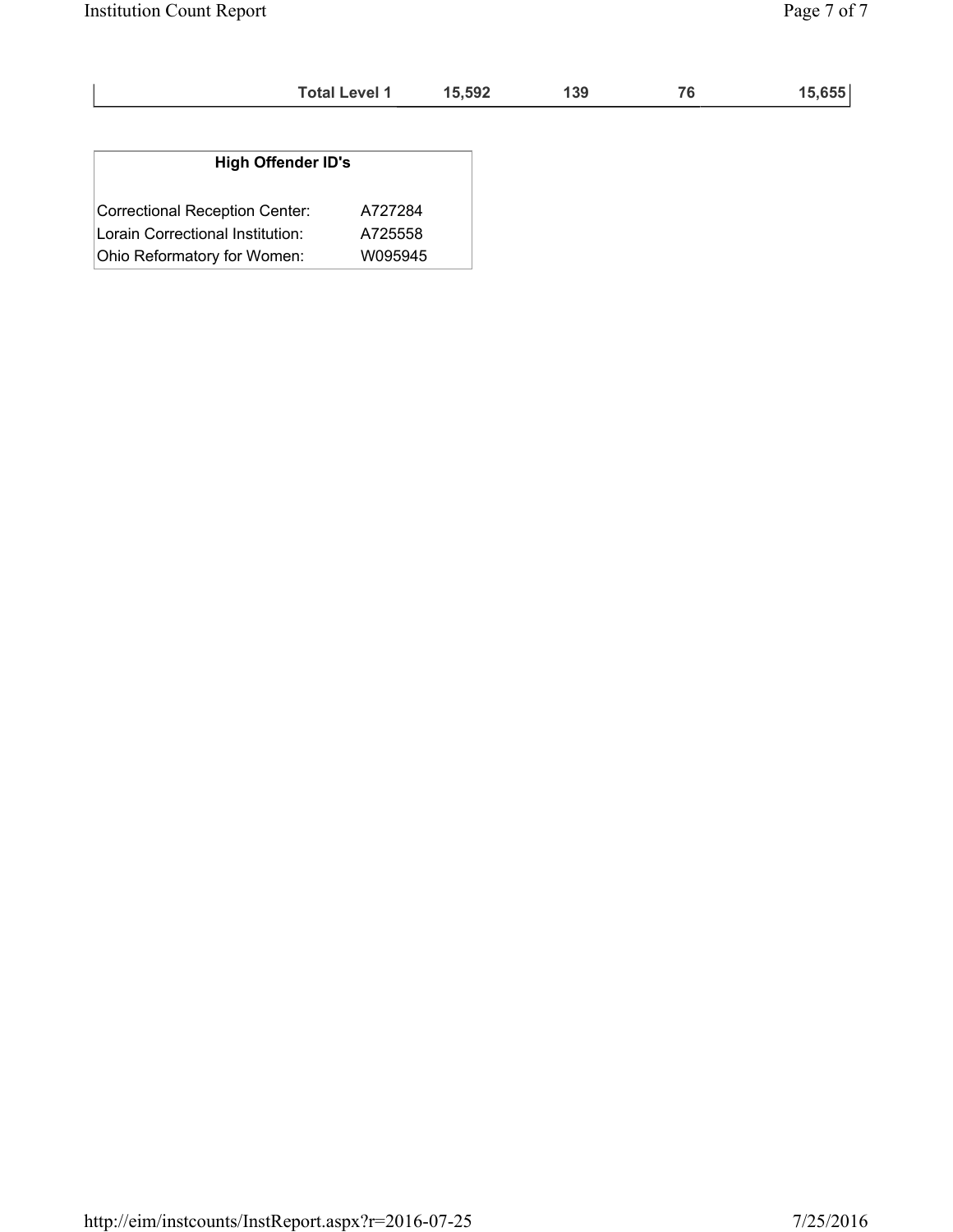| | | | | |
|---|---|---|---|---|
| **Total Level 1** | **15,592** | **139** | **76** | **15,655** |

| **High Offender ID's** | |
|---|---|
| Correctional Reception Center: | A727284 |
| Lorain Correctional Institution: | A725558 |
| Ohio Reformatory for Women: | W095945 |